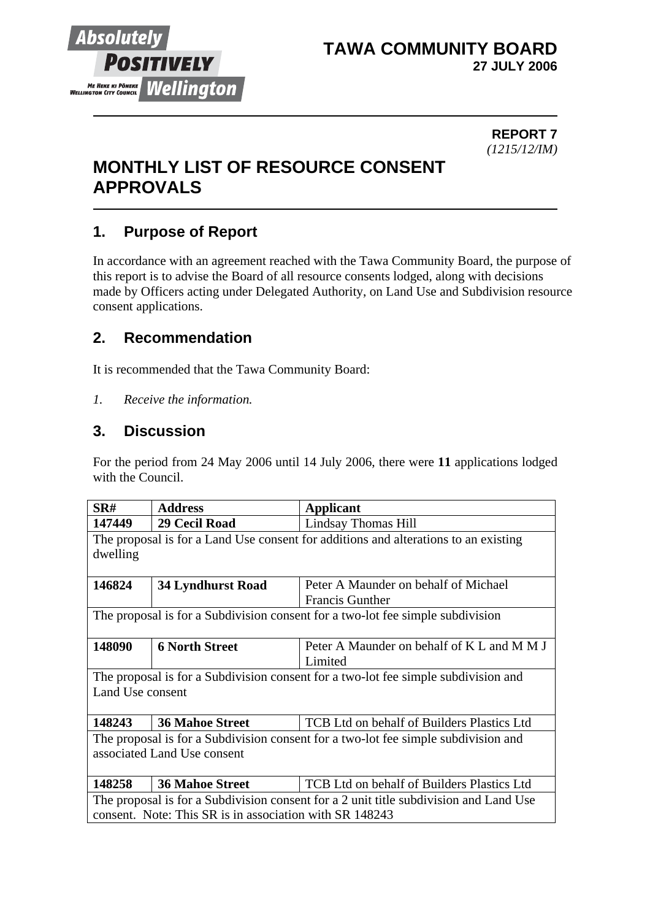**TAWA COMMUNITY BOARD**
**27 JULY 2006**

**REPORT 7**
*(1215/12/IM)*

# MONTHLY LIST OF RESOURCE CONSENT APPROVALS

## 1. Purpose of Report

In accordance with an agreement reached with the Tawa Community Board, the purpose of this report is to advise the Board of all resource consents lodged, along with decisions made by Officers acting under Delegated Authority, on Land Use and Subdivision resource consent applications.

## 2. Recommendation

It is recommended that the Tawa Community Board:

*1. Receive the information.*

## 3. Discussion

For the period from 24 May 2006 until 14 July 2006, there were **11** applications lodged with the Council.

| SR# | Address | Applicant |
|---|---|---|
| **147449** | **29 Cecil Road** | Lindsay Thomas Hill |
| The proposal is for a Land Use consent for additions and alterations to an existing dwelling | | |
| **146824** | **34 Lyndhurst Road** | Peter A Maunder on behalf of Michael Francis Gunther |
| The proposal is for a Subdivision consent for a two-lot fee simple subdivision | | |
| **148090** | **6 North Street** | Peter A Maunder on behalf of K L and M M J Limited |
| The proposal is for a Subdivision consent for a two-lot fee simple subdivision and Land Use consent | | |
| **148243** | **36 Mahoe Street** | TCB Ltd on behalf of Builders Plastics Ltd |
| The proposal is for a Subdivision consent for a two-lot fee simple subdivision and associated Land Use consent | | |
| **148258** | **36 Mahoe Street** | TCB Ltd on behalf of Builders Plastics Ltd |
| The proposal is for a Subdivision consent for a 2 unit title subdivision and Land Use consent. Note: This SR is in association with SR 148243 | | |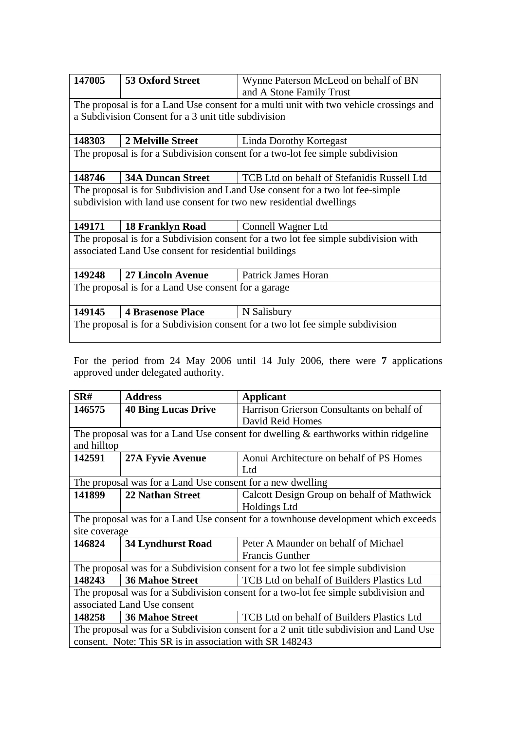| | | |
|---|---|---|
| **147005** | **53 Oxford Street** | Wynne Paterson McLeod on behalf of BN and A Stone Family Trust |
| The proposal is for a Land Use consent for a multi unit with two vehicle crossings and a Subdivision Consent for a 3 unit title subdivision | | |
| **148303** | **2 Melville Street** | Linda Dorothy Kortegast |
| The proposal is for a Subdivision consent for a two-lot fee simple subdivision | | |
| **148746** | **34A Duncan Street** | TCB Ltd on behalf of Stefanidis Russell Ltd |
| The proposal is for Subdivision and Land Use consent for a two lot fee-simple subdivision with land use consent for two new residential dwellings | | |
| **149171** | **18 Franklyn Road** | Connell Wagner Ltd |
| The proposal is for a Subdivision consent for a two lot fee simple subdivision with associated Land Use consent for residential buildings | | |
| **149248** | **27 Lincoln Avenue** | Patrick James Horan |
| The proposal is for a Land Use consent for a garage | | |
| **149145** | **4 Brasenose Place** | N Salisbury |
| The proposal is for a Subdivision consent for a two lot fee simple subdivision | | |

For the period from 24 May 2006 until 14 July 2006, there were **7** applications approved under delegated authority.

| SR# | Address | Applicant |
|---|---|---|
| **146575** | **40 Bing Lucas Drive** | Harrison Grierson Consultants on behalf of David Reid Homes |
| The proposal was for a Land Use consent for dwelling & earthworks within ridgeline and hilltop | | |
| **142591** | **27A Fyvie Avenue** | Aonui Architecture on behalf of PS Homes Ltd |
| The proposal was for a Land Use consent for a new dwelling | | |
| **141899** | **22 Nathan Street** | Calcott Design Group on behalf of Mathwick Holdings Ltd |
| The proposal was for a Land Use consent for a townhouse development which exceeds site coverage | | |
| **146824** | **34 Lyndhurst Road** | Peter A Maunder on behalf of Michael Francis Gunther |
| The proposal was for a Subdivision consent for a two lot fee simple subdivision | | |
| **148243** | **36 Mahoe Street** | TCB Ltd on behalf of Builders Plastics Ltd |
| The proposal was for a Subdivision consent for a two-lot fee simple subdivision and associated Land Use consent | | |
| **148258** | **36 Mahoe Street** | TCB Ltd on behalf of Builders Plastics Ltd |
| The proposal was for a Subdivision consent for a 2 unit title subdivision and Land Use consent. Note: This SR is in association with SR 148243 | | |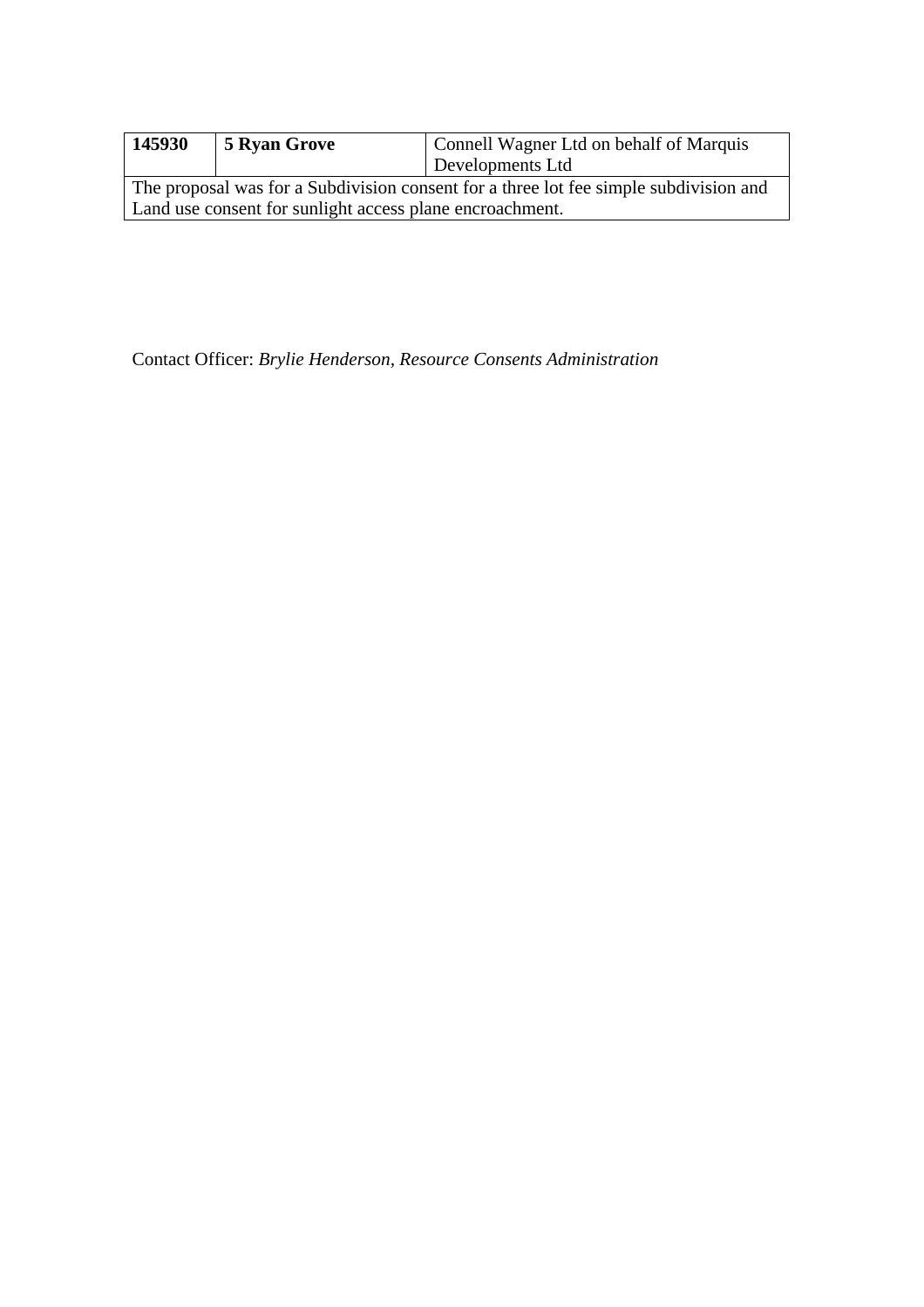| | | |
|---|---|---|
| **145930** | **5 Ryan Grove** | Connell Wagner Ltd on behalf of Marquis Developments Ltd |
| The proposal was for a Subdivision consent for a three lot fee simple subdivision and Land use consent for sunlight access plane encroachment. | | |

Contact Officer: *Brylie Henderson, Resource Consents Administration*